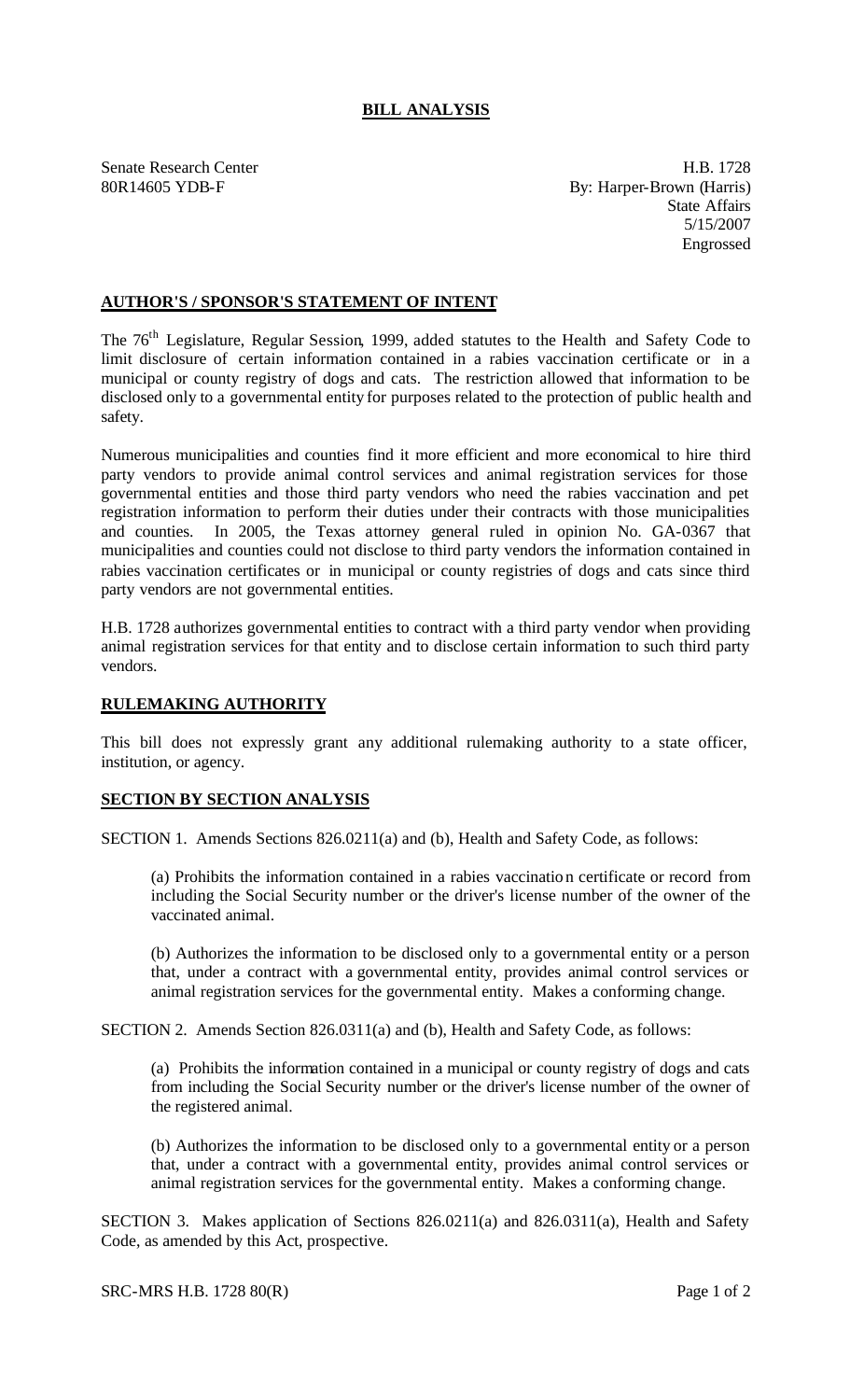# BILL ANALYSIS

Senate Research Center
80R14605 YDB-F

H.B. 1728
By: Harper-Brown (Harris)
State Affairs
5/15/2007
Engrossed

## AUTHOR'S / SPONSOR'S STATEMENT OF INTENT

The 76th Legislature, Regular Session, 1999, added statutes to the Health and Safety Code to limit disclosure of certain information contained in a rabies vaccination certificate or in a municipal or county registry of dogs and cats. The restriction allowed that information to be disclosed only to a governmental entity for purposes related to the protection of public health and safety.

Numerous municipalities and counties find it more efficient and more economical to hire third party vendors to provide animal control services and animal registration services for those governmental entities and those third party vendors who need the rabies vaccination and pet registration information to perform their duties under their contracts with those municipalities and counties. In 2005, the Texas attorney general ruled in opinion No. GA-0367 that municipalities and counties could not disclose to third party vendors the information contained in rabies vaccination certificates or in municipal or county registries of dogs and cats since third party vendors are not governmental entities.

H.B. 1728 authorizes governmental entities to contract with a third party vendor when providing animal registration services for that entity and to disclose certain information to such third party vendors.

## RULEMAKING AUTHORITY

This bill does not expressly grant any additional rulemaking authority to a state officer, institution, or agency.

## SECTION BY SECTION ANALYSIS

SECTION 1. Amends Sections 826.0211(a) and (b), Health and Safety Code, as follows:

(a) Prohibits the information contained in a rabies vaccination certificate or record from including the Social Security number or the driver's license number of the owner of the vaccinated animal.

(b) Authorizes the information to be disclosed only to a governmental entity or a person that, under a contract with a governmental entity, provides animal control services or animal registration services for the governmental entity. Makes a conforming change.

SECTION 2. Amends Section 826.0311(a) and (b), Health and Safety Code, as follows:

(a) Prohibits the information contained in a municipal or county registry of dogs and cats from including the Social Security number or the driver's license number of the owner of the registered animal.

(b) Authorizes the information to be disclosed only to a governmental entity or a person that, under a contract with a governmental entity, provides animal control services or animal registration services for the governmental entity. Makes a conforming change.

SECTION 3. Makes application of Sections 826.0211(a) and 826.0311(a), Health and Safety Code, as amended by this Act, prospective.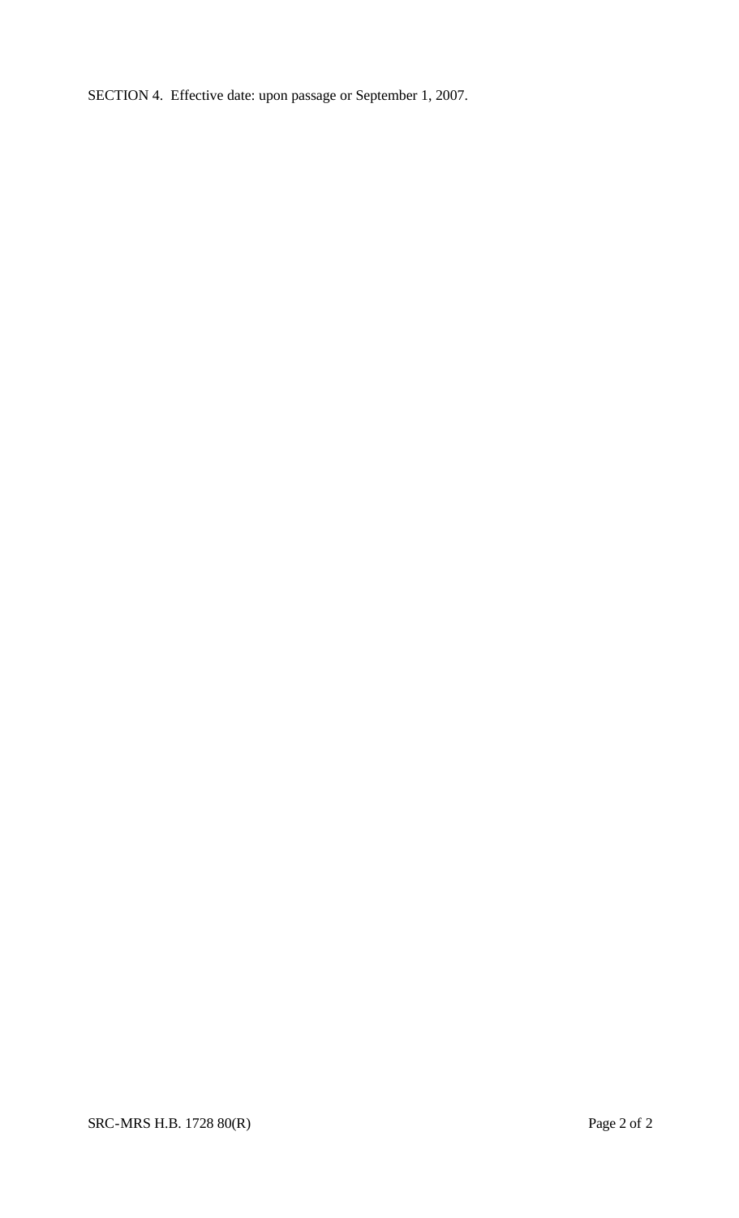SECTION 4. Effective date: upon passage or September 1, 2007.